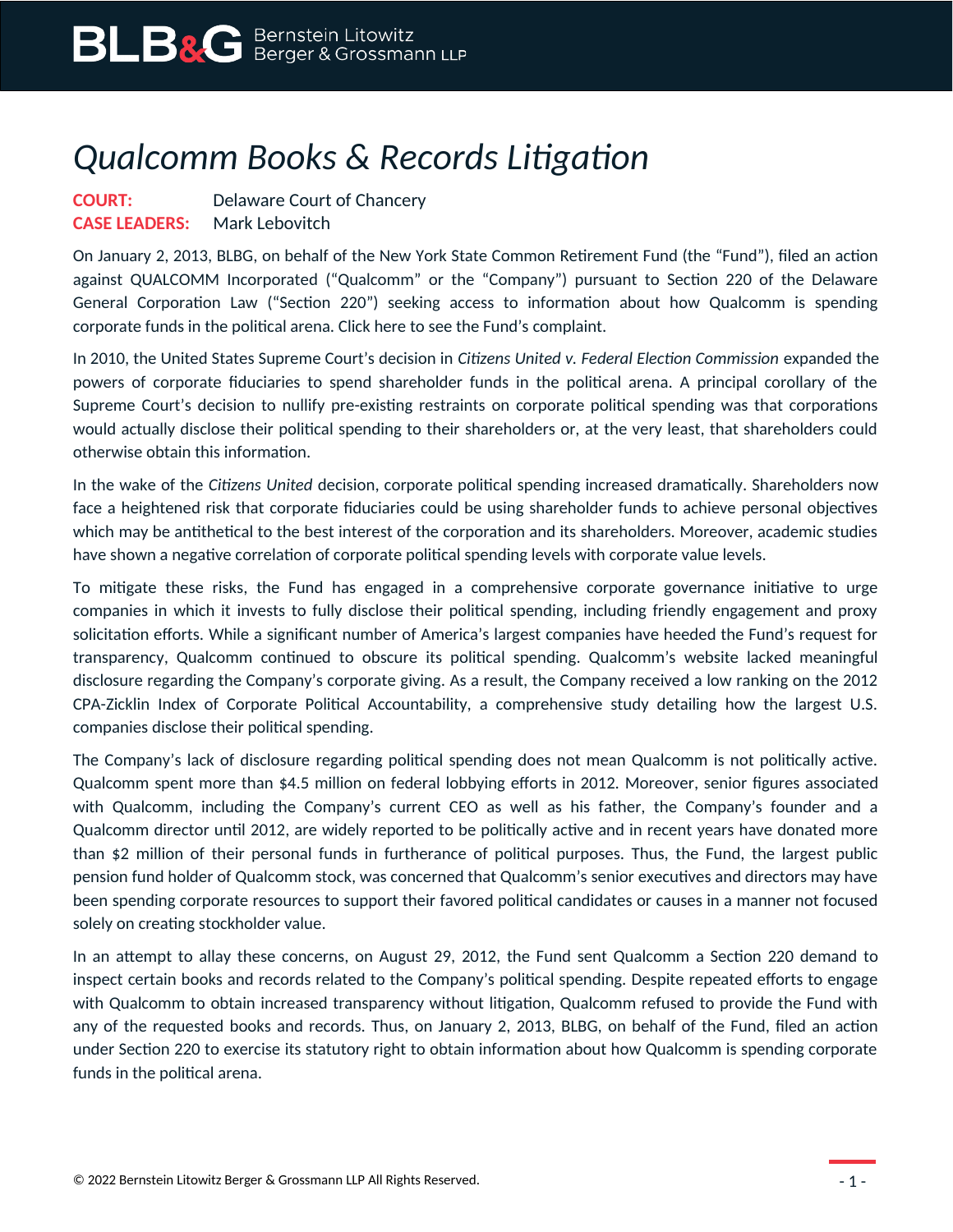# *Qualcomm Books & Records Litigation*

**COURT:** Delaware Court of Chancery
**CASE LEADERS:** Mark Lebovitch

On January 2, 2013, BLBG, on behalf of the New York State Common Retirement Fund (the "Fund"), filed an action against QUALCOMM Incorporated ("Qualcomm" or the "Company") pursuant to Section 220 of the Delaware General Corporation Law ("Section 220") seeking access to information about how Qualcomm is spending corporate funds in the political arena. Click here to see the Fund's complaint.

In 2010, the United States Supreme Court's decision in *Citizens United v. Federal Election Commission* expanded the powers of corporate fiduciaries to spend shareholder funds in the political arena. A principal corollary of the Supreme Court's decision to nullify pre-existing restraints on corporate political spending was that corporations would actually disclose their political spending to their shareholders or, at the very least, that shareholders could otherwise obtain this information.

In the wake of the *Citizens United* decision, corporate political spending increased dramatically. Shareholders now face a heightened risk that corporate fiduciaries could be using shareholder funds to achieve personal objectives which may be antithetical to the best interest of the corporation and its shareholders. Moreover, academic studies have shown a negative correlation of corporate political spending levels with corporate value levels.

To mitigate these risks, the Fund has engaged in a comprehensive corporate governance initiative to urge companies in which it invests to fully disclose their political spending, including friendly engagement and proxy solicitation efforts. While a significant number of America's largest companies have heeded the Fund's request for transparency, Qualcomm continued to obscure its political spending. Qualcomm's website lacked meaningful disclosure regarding the Company's corporate giving. As a result, the Company received a low ranking on the 2012 CPA-Zicklin Index of Corporate Political Accountability, a comprehensive study detailing how the largest U.S. companies disclose their political spending.

The Company's lack of disclosure regarding political spending does not mean Qualcomm is not politically active. Qualcomm spent more than $4.5 million on federal lobbying efforts in 2012. Moreover, senior figures associated with Qualcomm, including the Company's current CEO as well as his father, the Company's founder and a Qualcomm director until 2012, are widely reported to be politically active and in recent years have donated more than $2 million of their personal funds in furtherance of political purposes. Thus, the Fund, the largest public pension fund holder of Qualcomm stock, was concerned that Qualcomm's senior executives and directors may have been spending corporate resources to support their favored political candidates or causes in a manner not focused solely on creating stockholder value.

In an attempt to allay these concerns, on August 29, 2012, the Fund sent Qualcomm a Section 220 demand to inspect certain books and records related to the Company's political spending. Despite repeated efforts to engage with Qualcomm to obtain increased transparency without litigation, Qualcomm refused to provide the Fund with any of the requested books and records. Thus, on January 2, 2013, BLBG, on behalf of the Fund, filed an action under Section 220 to exercise its statutory right to obtain information about how Qualcomm is spending corporate funds in the political arena.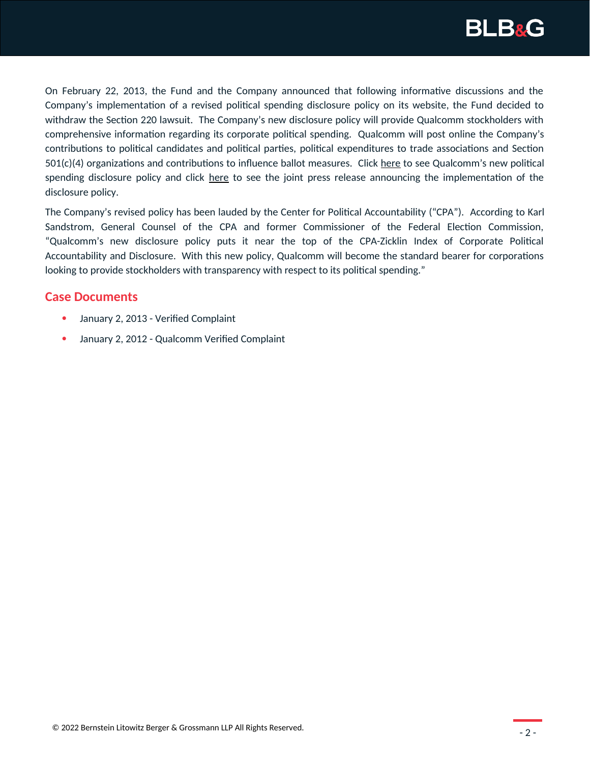On February 22, 2013, the Fund and the Company announced that following informative discussions and the Company's implementation of a revised political spending disclosure policy on its website, the Fund decided to withdraw the Section 220 lawsuit. The Company's new disclosure policy will provide Qualcomm stockholders with comprehensive information regarding its corporate political spending. Qualcomm will post online the Company's contributions to political candidates and political parties, political expenditures to trade associations and Section 501(c)(4) organizations and contributions to influence ballot measures. Click here to see Qualcomm's new political spending disclosure policy and click here to see the joint press release announcing the implementation of the disclosure policy.

The Company's revised policy has been lauded by the Center for Political Accountability ("CPA"). According to Karl Sandstrom, General Counsel of the CPA and former Commissioner of the Federal Election Commission, "Qualcomm's new disclosure policy puts it near the top of the CPA-Zicklin Index of Corporate Political Accountability and Disclosure. With this new policy, Qualcomm will become the standard bearer for corporations looking to provide stockholders with transparency with respect to its political spending."

## Case Documents

- January 2, 2013 - Verified Complaint
- January 2, 2012 - Qualcomm Verified Complaint